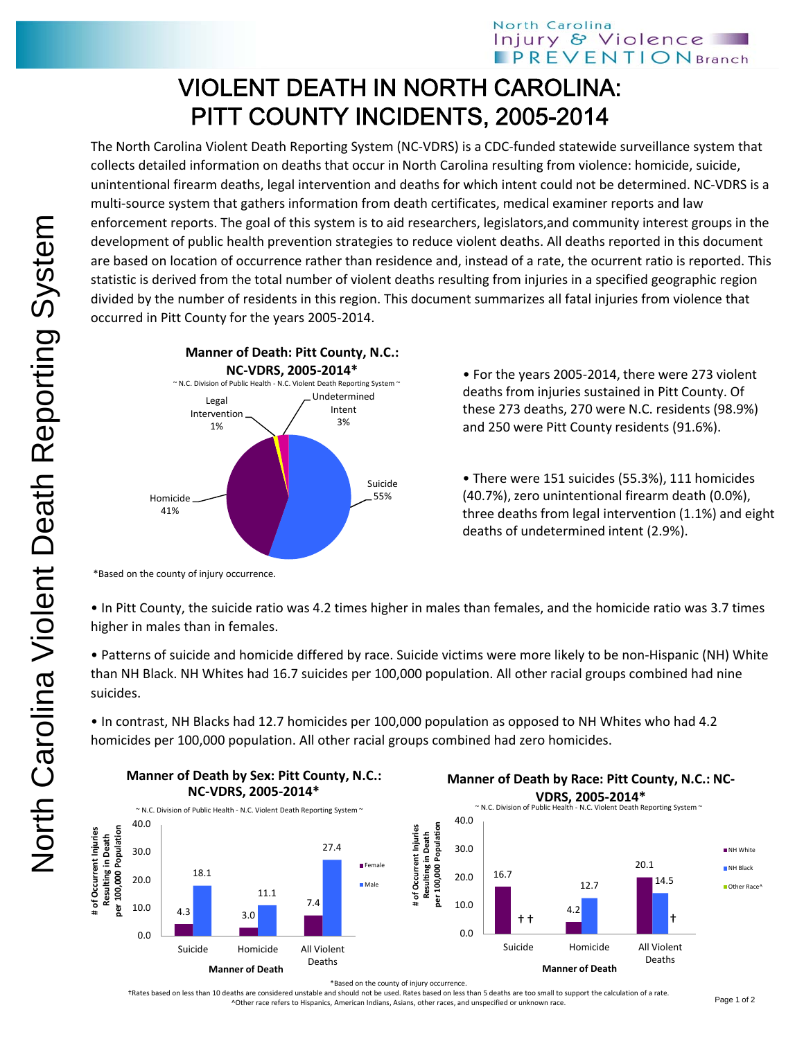# VIOLENT DEATH IN NORTH CAROLINA: PITT COUNTY INCIDENTS, 2005-2014

The North Carolina Violent Death Reporting System (NC-VDRS) is a CDC-funded statewide surveillance system that collects detailed information on deaths that occur in North Carolina resulting from violence: homicide, suicide, unintentional firearm deaths, legal intervention and deaths for which intent could not be determined. NC-VDRS is a multi-source system that gathers information from death certificates, medical examiner reports and law enforcement reports. The goal of this system is to aid researchers, legislators,and community interest groups in the development of public health prevention strategies to reduce violent deaths. All deaths reported in this document are based on location of occurrence rather than residence and, instead of a rate, the ocurrent ratio is reported. This statistic is derived from the total number of violent deaths resulting from injuries in a specified geographic region divided by the number of residents in this region. This document summarizes all fatal injuries from violence that occurred in Pitt County for the years 2005-2014.

**Manner of Death: Pitt County, N.C.: NC-VDRS, 2005-2014***

~ N.C. Division of Public Health - N.C. Violent Death Reporting System ~

| Manner of Death | Percent |
|---|---|
| Suicide | 55% |
| Homicide | 41% |
| Legal Intervention | 1% |
| Undetermined Intent | 3% |

*Based on the county of injury occurrence.

- For the years 2005-2014, there were 273 violent deaths from injuries sustained in Pitt County. Of these 273 deaths, 270 were N.C. residents (98.9%) and 250 were Pitt County residents (91.6%).

- There were 151 suicides (55.3%), 111 homicides (40.7%), zero unintentional firearm death (0.0%), three deaths from legal intervention (1.1%) and eight deaths of undetermined intent (2.9%).

- In Pitt County, the suicide ratio was 4.2 times higher in males than females, and the homicide ratio was 3.7 times higher in males than in females.

- Patterns of suicide and homicide differed by race. Suicide victims were more likely to be non-Hispanic (NH) White than NH Black. NH Whites had 16.7 suicides per 100,000 population. All other racial groups combined had nine suicides.

- In contrast, NH Blacks had 12.7 homicides per 100,000 population as opposed to NH Whites who had 4.2 homicides per 100,000 population. All other racial groups combined had zero homicides.

**Manner of Death by Sex: Pitt County, N.C.: NC-VDRS, 2005-2014***

~ N.C. Division of Public Health - N.C. Violent Death Reporting System ~

# of Occurrent Injuries Resulting in Death per 100,000 Population

| Manner of Death | Female | Male |
|---|---|---|
| Suicide | 4.3 | 18.1 |
| Homicide | 3.0 | 11.1 |
| All Violent Deaths | 7.4 | 27.4 |

**Manner of Death by Race: Pitt County, N.C.: NC-VDRS, 2005-2014***

~ N.C. Division of Public Health - N.C. Violent Death Reporting System ~

# of Occurrent Injuries Resulting in Death per 100,000 Population

| Manner of Death | NH White | NH Black | Other Race^ |
|---|---|---|---|
| Suicide | 16.7 | † | † |
| Homicide | 4.2 | 12.7 | |
| All Violent Deaths | 20.1 | 14.5 | † |

*Based on the county of injury occurrence.

†Rates based on less than 10 deaths are considered unstable and should not be used. Rates based on less than 5 deaths are too small to support the calculation of a rate.

^Other race refers to Hispanics, American Indians, Asians, other races, and unspecified or unknown race.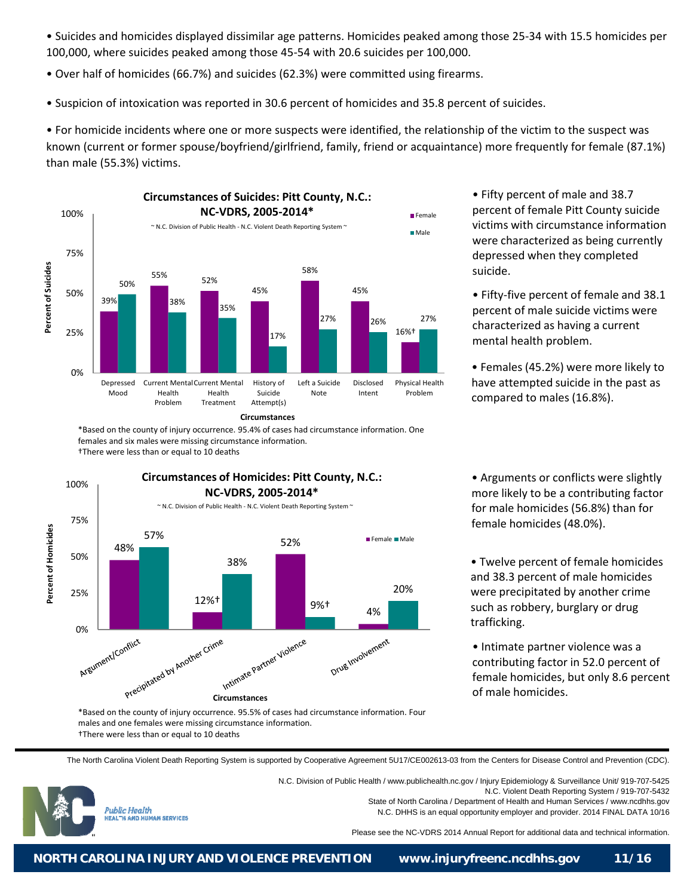• Suicides and homicides displayed dissimilar age patterns. Homicides peaked among those 25-34 with 15.5 homicides per 100,000, where suicides peaked among those 45-54 with 20.6 suicides per 100,000.

• Over half of homicides (66.7%) and suicides (62.3%) were committed using firearms.

• Suspicion of intoxication was reported in 30.6 percent of homicides and 35.8 percent of suicides.

• For homicide incidents where one or more suspects were identified, the relationship of the victim to the suspect was known (current or former spouse/boyfriend/girlfriend, family, friend or acquaintance) more frequently for female (87.1%) than male (55.3%) victims.

**Circumstances of Suicides: Pitt County, N.C.: NC-VDRS, 2005-2014***

~ N.C. Division of Public Health - N.C. Violent Death Reporting System ~

Female
Male

Percent of Suicides

100%
75%
50%
25%
0%

39% 50%
55% 38%
52% 35%
45% 17%
58% 27%
45% 26%
16%† 27%

Depressed Mood
Current Mental Health Problem
Current Mental Health Treatment
History of Suicide Attempt(s)
Left a Suicide Note
Disclosed Intent
Physical Health Problem

Circumstances

*Based on the county of injury occurrence. 95.4% of cases had circumstance information. One females and six males were missing circumstance information.
†There were less than or equal to 10 deaths

• Fifty percent of male and 38.7 percent of female Pitt County suicide victims with circumstance information were characterized as being currently depressed when they completed suicide.

• Fifty-five percent of female and 38.1 percent of male suicide victims were characterized as having a current mental health problem.

• Females (45.2%) were more likely to have attempted suicide in the past as compared to males (16.8%).

**Circumstances of Homicides: Pitt County, N.C.: NC-VDRS, 2005-2014***

~ N.C. Division of Public Health - N.C. Violent Death Reporting System ~

Female
Male

Percent of Homicides

100%
75%
50%
25%
0%

48% 57%
12%† 38%
52% 9%†
4% 20%

Argument/Conflict
Precipitated by Another Crime
Intimate Partner Violence
Drug Involvement

Circumstances

*Based on the county of injury occurrence. 95.5% of cases had circumstance information. Four males and one females were missing circumstance information.
†There were less than or equal to 10 deaths

• Arguments or conflicts were slightly more likely to be a contributing factor for male homicides (56.8%) than for female homicides (48.0%).

• Twelve percent of female homicides and 38.3 percent of male homicides were precipitated by another crime such as robbery, burglary or drug trafficking.

• Intimate partner violence was a contributing factor in 52.0 percent of female homicides, but only 8.6 percent of male homicides.

The North Carolina Violent Death Reporting System is supported by Cooperative Agreement 5U17/CE002613-03 from the Centers for Disease Control and Prevention (CDC).

N.C. Division of Public Health / www.publichealth.nc.gov / Injury Epidemiology & Surveillance Unit/ 919-707-5425
N.C. Violent Death Reporting System / 919-707-5432
State of North Carolina / Department of Health and Human Services / www.ncdhhs.gov
N.C. DHHS is an equal opportunity employer and provider. 2014 FINAL DATA 10/16

Please see the NC-VDRS 2014 Annual Report for additional data and technical information.

NORTH CAROLINA INJURY AND VIOLENCE PREVENTION www.injuryfreenc.ncdhhs.gov